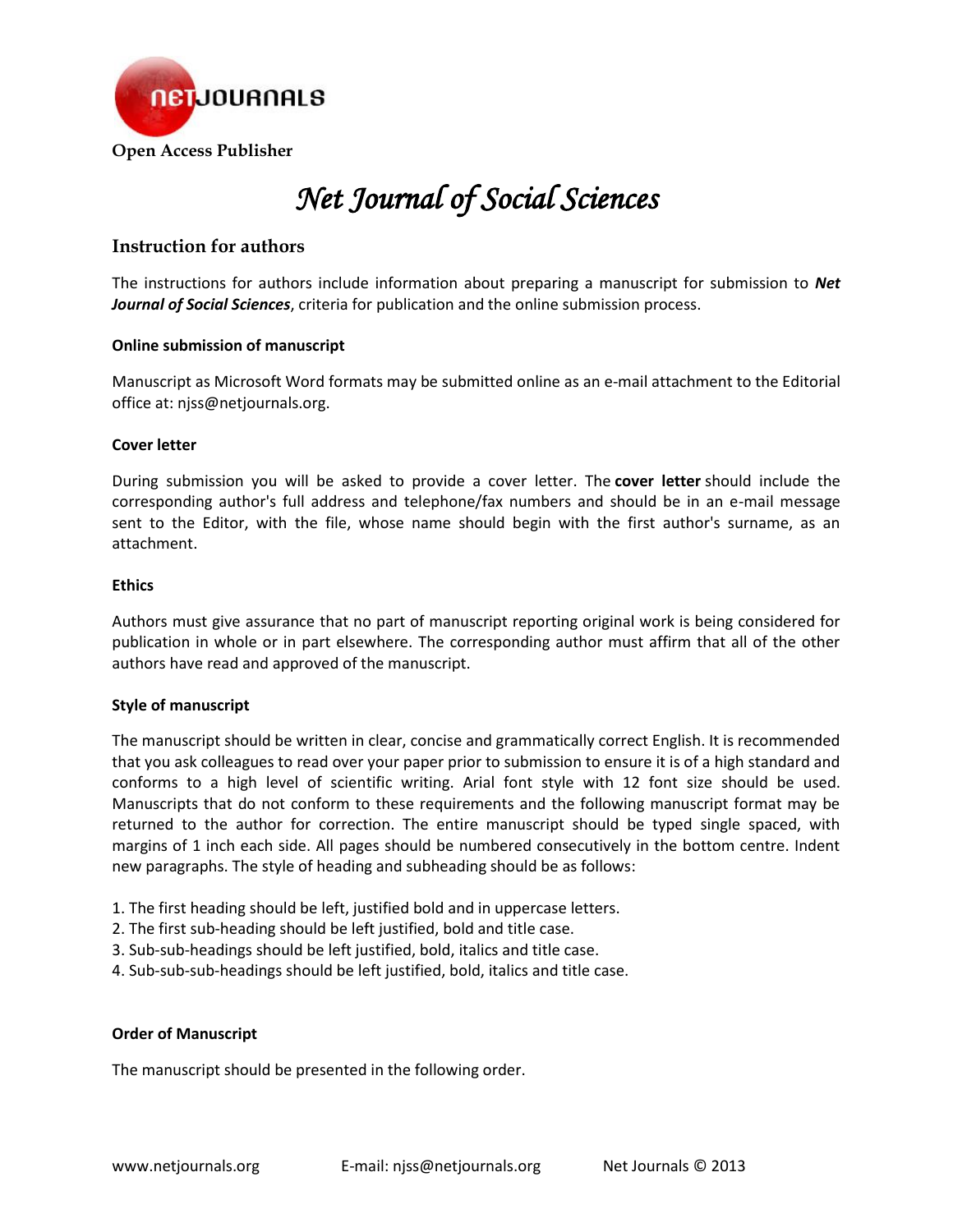NETJOURNALS

**Open Access Publisher**

# *Net Journal of Social Sciences*

## Instruction for authors

The instructions for authors include information about preparing a manuscript for submission to ***Net Journal of Social Sciences***, criteria for publication and the online submission process.

### Online submission of manuscript

Manuscript as Microsoft Word formats may be submitted online as an e-mail attachment to the Editorial office at: njss@netjournals.org.

### Cover letter

During submission you will be asked to provide a cover letter. The **cover letter** should include the corresponding author's full address and telephone/fax numbers and should be in an e-mail message sent to the Editor, with the file, whose name should begin with the first author's surname, as an attachment.

### Ethics

Authors must give assurance that no part of manuscript reporting original work is being considered for publication in whole or in part elsewhere. The corresponding author must affirm that all of the other authors have read and approved of the manuscript.

### Style of manuscript

The manuscript should be written in clear, concise and grammatically correct English. It is recommended that you ask colleagues to read over your paper prior to submission to ensure it is of a high standard and conforms to a high level of scientific writing. Arial font style with 12 font size should be used. Manuscripts that do not conform to these requirements and the following manuscript format may be returned to the author for correction. The entire manuscript should be typed single spaced, with margins of 1 inch each side. All pages should be numbered consecutively in the bottom centre. Indent new paragraphs. The style of heading and subheading should be as follows:

1. The first heading should be left, justified bold and in uppercase letters.
2. The first sub-heading should be left justified, bold and title case.
3. Sub-sub-headings should be left justified, bold, italics and title case.
4. Sub-sub-sub-headings should be left justified, bold, italics and title case.

### Order of Manuscript

The manuscript should be presented in the following order.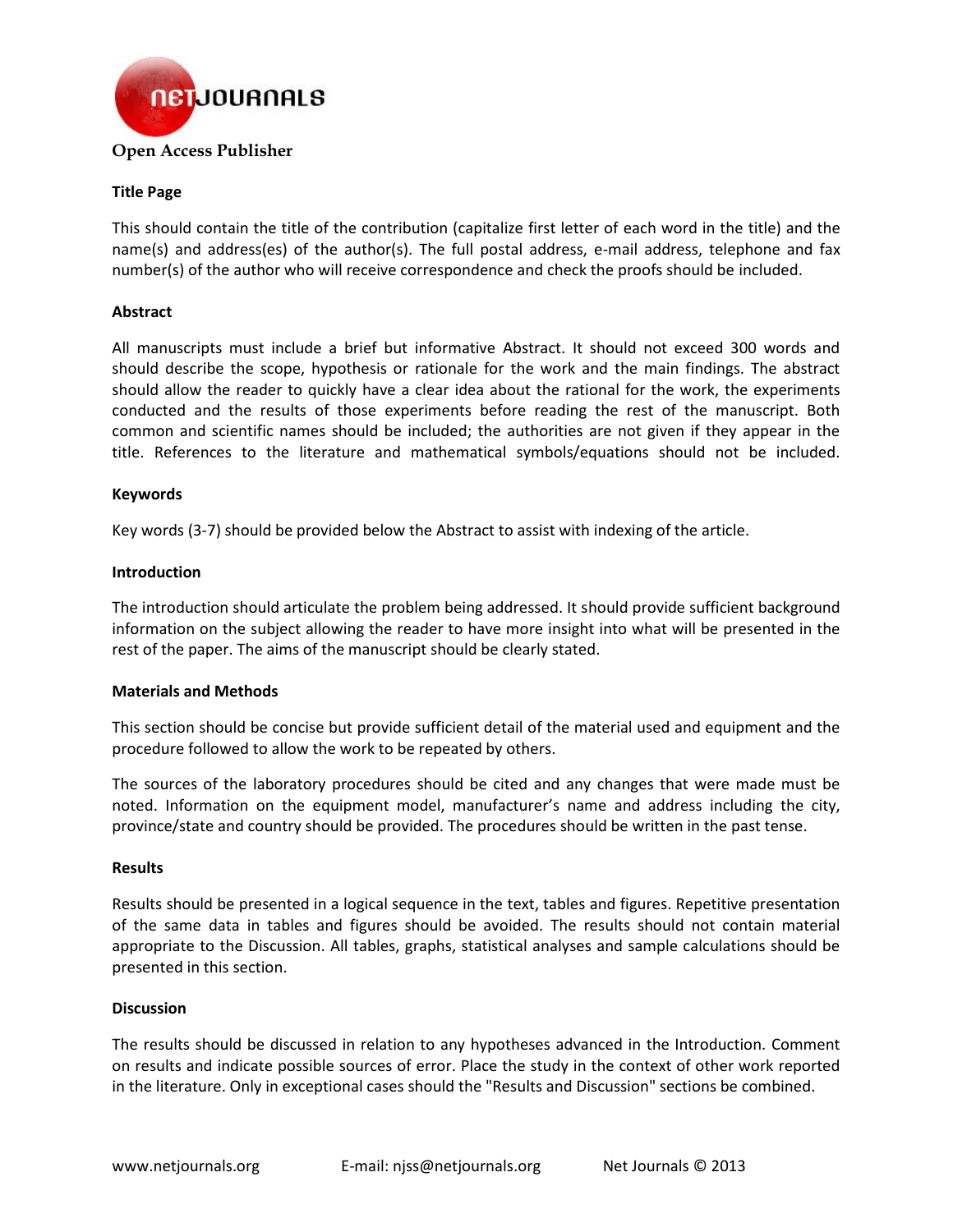## Title Page

This should contain the title of the contribution (capitalize first letter of each word in the title) and the name(s) and address(es) of the author(s). The full postal address, e-mail address, telephone and fax number(s) of the author who will receive correspondence and check the proofs should be included.

## Abstract

All manuscripts must include a brief but informative Abstract. It should not exceed 300 words and should describe the scope, hypothesis or rationale for the work and the main findings. The abstract should allow the reader to quickly have a clear idea about the rational for the work, the experiments conducted and the results of those experiments before reading the rest of the manuscript. Both common and scientific names should be included; the authorities are not given if they appear in the title. References to the literature and mathematical symbols/equations should not be included.

## Keywords

Key words (3-7) should be provided below the Abstract to assist with indexing of the article.

## Introduction

The introduction should articulate the problem being addressed. It should provide sufficient background information on the subject allowing the reader to have more insight into what will be presented in the rest of the paper. The aims of the manuscript should be clearly stated.

## Materials and Methods

This section should be concise but provide sufficient detail of the material used and equipment and the procedure followed to allow the work to be repeated by others.

The sources of the laboratory procedures should be cited and any changes that were made must be noted. Information on the equipment model, manufacturer's name and address including the city, province/state and country should be provided. The procedures should be written in the past tense.

## Results

Results should be presented in a logical sequence in the text, tables and figures. Repetitive presentation of the same data in tables and figures should be avoided. The results should not contain material appropriate to the Discussion. All tables, graphs, statistical analyses and sample calculations should be presented in this section.

## Discussion

The results should be discussed in relation to any hypotheses advanced in the Introduction. Comment on results and indicate possible sources of error. Place the study in the context of other work reported in the literature. Only in exceptional cases should the "Results and Discussion" sections be combined.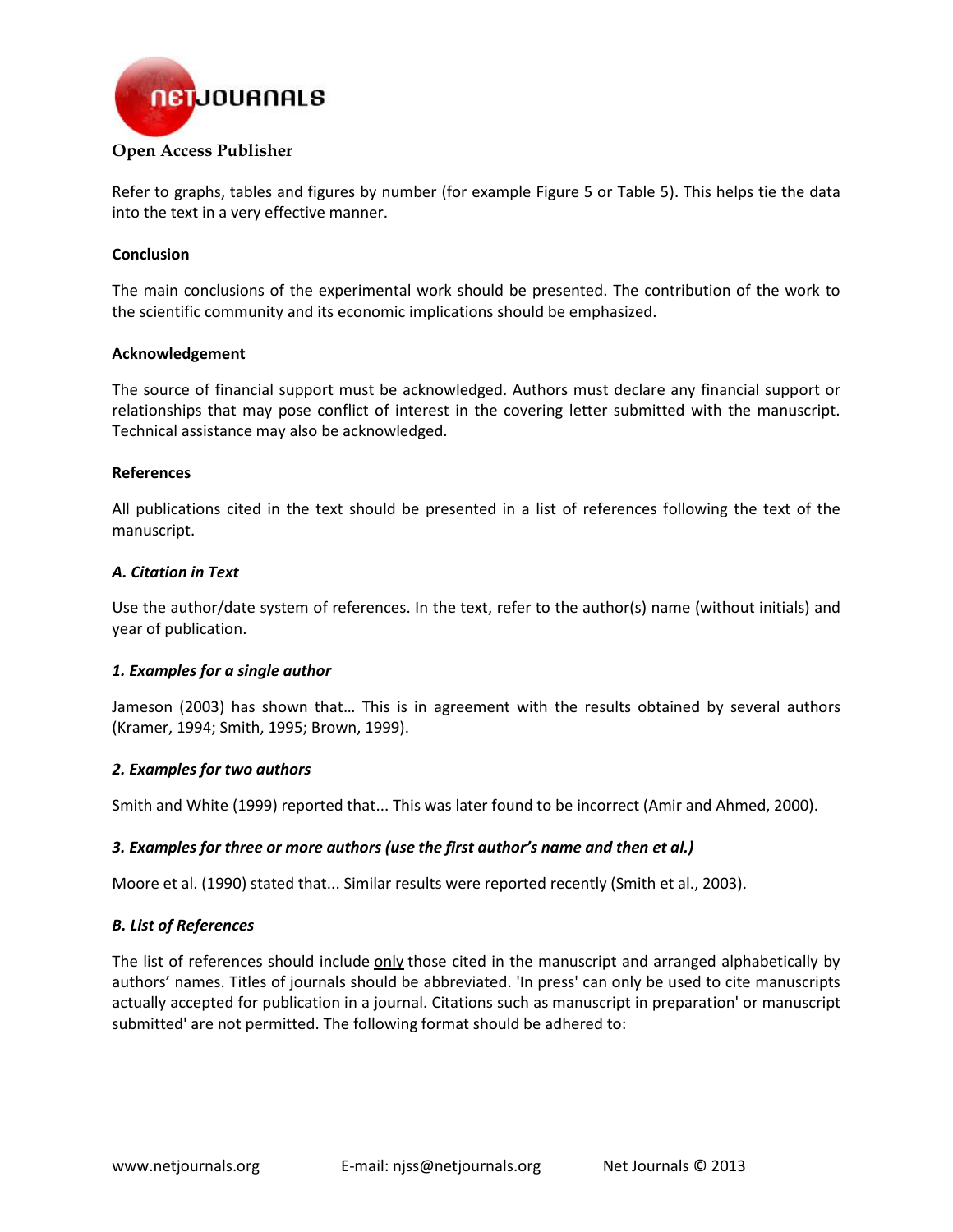Refer to graphs, tables and figures by number (for example Figure 5 or Table 5). This helps tie the data into the text in a very effective manner.

### Conclusion

The main conclusions of the experimental work should be presented. The contribution of the work to the scientific community and its economic implications should be emphasized.

### Acknowledgement

The source of financial support must be acknowledged. Authors must declare any financial support or relationships that may pose conflict of interest in the covering letter submitted with the manuscript. Technical assistance may also be acknowledged.

### References

All publications cited in the text should be presented in a list of references following the text of the manuscript.

#### *A. Citation in Text*

Use the author/date system of references. In the text, refer to the author(s) name (without initials) and year of publication.

#### *1. Examples for a single author*

Jameson (2003) has shown that… This is in agreement with the results obtained by several authors (Kramer, 1994; Smith, 1995; Brown, 1999).

#### *2. Examples for two authors*

Smith and White (1999) reported that... This was later found to be incorrect (Amir and Ahmed, 2000).

#### *3. Examples for three or more authors (use the first author's name and then et al.)*

Moore et al. (1990) stated that... Similar results were reported recently (Smith et al., 2003).

#### *B. List of References*

The list of references should include <u>only</u> those cited in the manuscript and arranged alphabetically by authors' names. Titles of journals should be abbreviated. 'In press' can only be used to cite manuscripts actually accepted for publication in a journal. Citations such as manuscript in preparation' or manuscript submitted' are not permitted. The following format should be adhered to: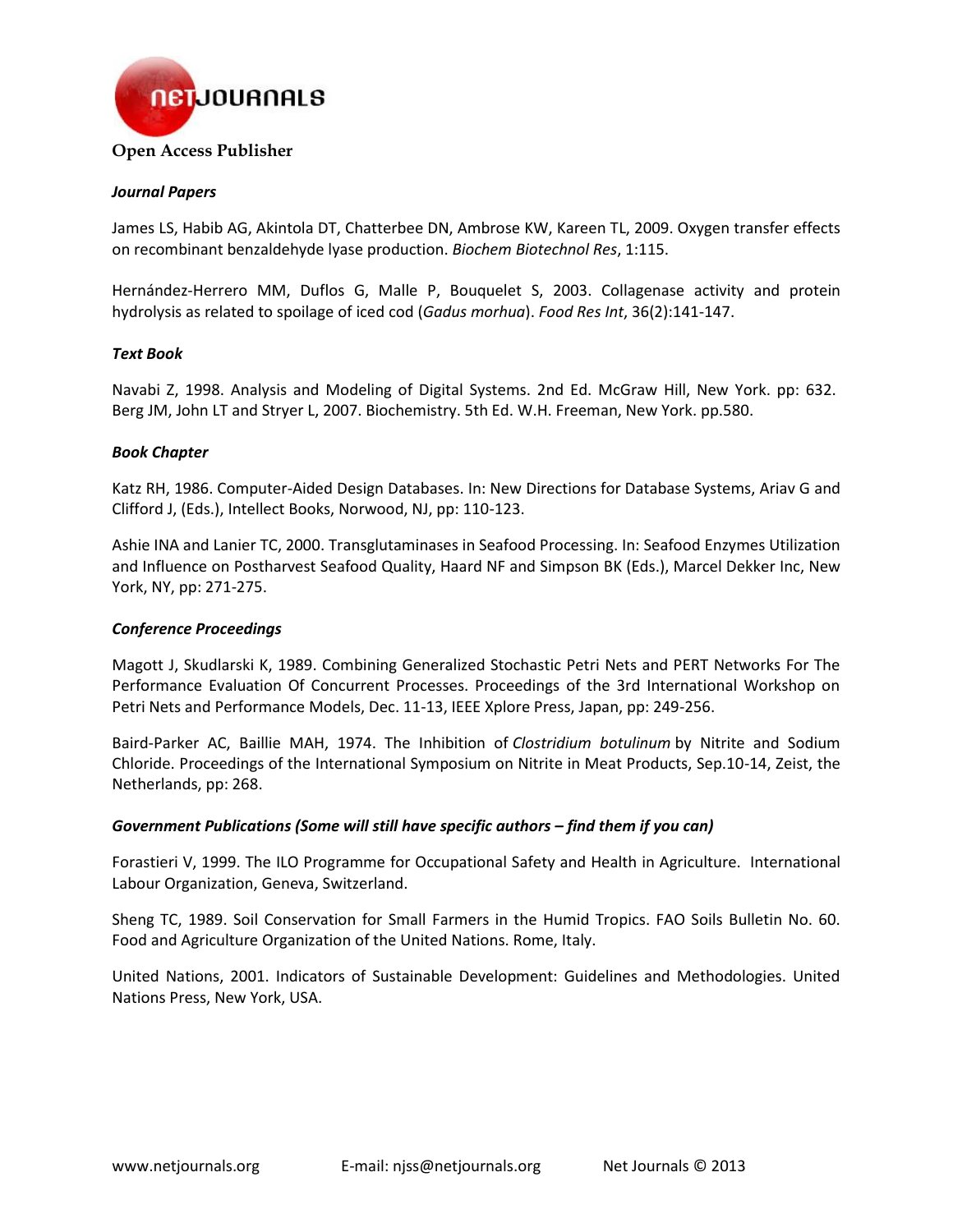**Open Access Publisher**

***Journal Papers***

James LS, Habib AG, Akintola DT, Chatterbee DN, Ambrose KW, Kareen TL, 2009. Oxygen transfer effects on recombinant benzaldehyde lyase production. *Biochem Biotechnol Res*, 1:115.

Hernández-Herrero MM, Duflos G, Malle P, Bouquelet S, 2003. Collagenase activity and protein hydrolysis as related to spoilage of iced cod (*Gadus morhua*). *Food Res Int*, 36(2):141-147.

***Text Book***

Navabi Z, 1998. Analysis and Modeling of Digital Systems. 2nd Ed. McGraw Hill, New York. pp: 632.
Berg JM, John LT and Stryer L, 2007. Biochemistry. 5th Ed. W.H. Freeman, New York. pp.580.

***Book Chapter***

Katz RH, 1986. Computer-Aided Design Databases. In: New Directions for Database Systems, Ariav G and Clifford J, (Eds.), Intellect Books, Norwood, NJ, pp: 110-123.

Ashie INA and Lanier TC, 2000. Transglutaminases in Seafood Processing. In: Seafood Enzymes Utilization and Influence on Postharvest Seafood Quality, Haard NF and Simpson BK (Eds.), Marcel Dekker Inc, New York, NY, pp: 271-275.

***Conference Proceedings***

Magott J, Skudlarski K, 1989. Combining Generalized Stochastic Petri Nets and PERT Networks For The Performance Evaluation Of Concurrent Processes. Proceedings of the 3rd International Workshop on Petri Nets and Performance Models, Dec. 11-13, IEEE Xplore Press, Japan, pp: 249-256.

Baird-Parker AC, Baillie MAH, 1974. The Inhibition of *Clostridium botulinum* by Nitrite and Sodium Chloride. Proceedings of the International Symposium on Nitrite in Meat Products, Sep.10-14, Zeist, the Netherlands, pp: 268.

***Government Publications (Some will still have specific authors – find them if you can)***

Forastieri V, 1999. The ILO Programme for Occupational Safety and Health in Agriculture. International Labour Organization, Geneva, Switzerland.

Sheng TC, 1989. Soil Conservation for Small Farmers in the Humid Tropics. FAO Soils Bulletin No. 60. Food and Agriculture Organization of the United Nations. Rome, Italy.

United Nations, 2001. Indicators of Sustainable Development: Guidelines and Methodologies. United Nations Press, New York, USA.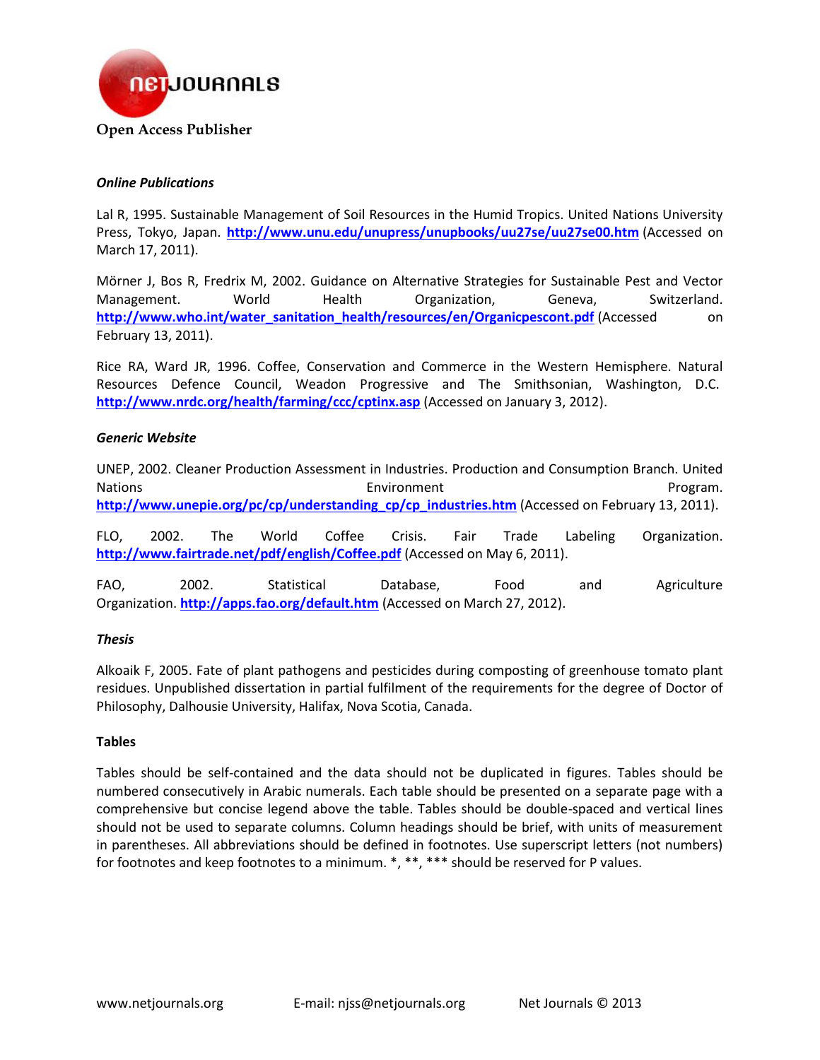***Online Publications***

Lal R, 1995. Sustainable Management of Soil Resources in the Humid Tropics. United Nations University Press, Tokyo, Japan. **http://www.unu.edu/unupress/unupbooks/uu27se/uu27se00.htm** (Accessed on March 17, 2011).

Mörner J, Bos R, Fredrix M, 2002. Guidance on Alternative Strategies for Sustainable Pest and Vector Management. World Health Organization, Geneva, Switzerland. **http://www.who.int/water_sanitation_health/resources/en/Organicpescont.pdf** (Accessed on February 13, 2011).

Rice RA, Ward JR, 1996. Coffee, Conservation and Commerce in the Western Hemisphere. Natural Resources Defence Council, Weadon Progressive and The Smithsonian, Washington, D.C. **http://www.nrdc.org/health/farming/ccc/cptinx.asp** (Accessed on January 3, 2012).

***Generic Website***

UNEP, 2002. Cleaner Production Assessment in Industries. Production and Consumption Branch. United Nations Environment Program. **http://www.unepie.org/pc/cp/understanding_cp/cp_industries.htm** (Accessed on February 13, 2011).

FLO, 2002. The World Coffee Crisis. Fair Trade Labeling Organization. **http://www.fairtrade.net/pdf/english/Coffee.pdf** (Accessed on May 6, 2011).

FAO, 2002. Statistical Database, Food and Agriculture Organization. **http://apps.fao.org/default.htm** (Accessed on March 27, 2012).

***Thesis***

Alkoaik F, 2005. Fate of plant pathogens and pesticides during composting of greenhouse tomato plant residues. Unpublished dissertation in partial fulfilment of the requirements for the degree of Doctor of Philosophy, Dalhousie University, Halifax, Nova Scotia, Canada.

**Tables**

Tables should be self-contained and the data should not be duplicated in figures. Tables should be numbered consecutively in Arabic numerals. Each table should be presented on a separate page with a comprehensive but concise legend above the table. Tables should be double-spaced and vertical lines should not be used to separate columns. Column headings should be brief, with units of measurement in parentheses. All abbreviations should be defined in footnotes. Use superscript letters (not numbers) for footnotes and keep footnotes to a minimum. *, **, *** should be reserved for P values.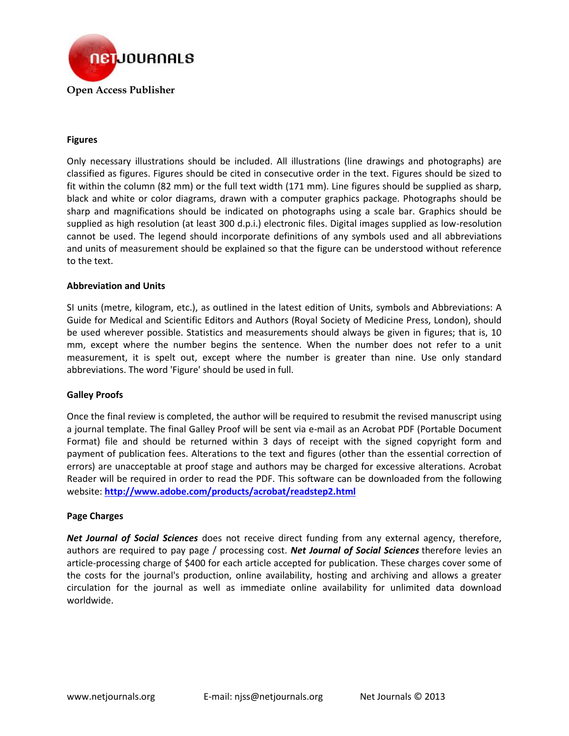**Open Access Publisher**

### Figures

Only necessary illustrations should be included. All illustrations (line drawings and photographs) are classified as figures. Figures should be cited in consecutive order in the text. Figures should be sized to fit within the column (82 mm) or the full text width (171 mm). Line figures should be supplied as sharp, black and white or color diagrams, drawn with a computer graphics package. Photographs should be sharp and magnifications should be indicated on photographs using a scale bar. Graphics should be supplied as high resolution (at least 300 d.p.i.) electronic files. Digital images supplied as low-resolution cannot be used. The legend should incorporate definitions of any symbols used and all abbreviations and units of measurement should be explained so that the figure can be understood without reference to the text.

### Abbreviation and Units

SI units (metre, kilogram, etc.), as outlined in the latest edition of Units, symbols and Abbreviations: A Guide for Medical and Scientific Editors and Authors (Royal Society of Medicine Press, London), should be used wherever possible. Statistics and measurements should always be given in figures; that is, 10 mm, except where the number begins the sentence. When the number does not refer to a unit measurement, it is spelt out, except where the number is greater than nine. Use only standard abbreviations. The word 'Figure' should be used in full.

### Galley Proofs

Once the final review is completed, the author will be required to resubmit the revised manuscript using a journal template. The final Galley Proof will be sent via e-mail as an Acrobat PDF (Portable Document Format) file and should be returned within 3 days of receipt with the signed copyright form and payment of publication fees. Alterations to the text and figures (other than the essential correction of errors) are unacceptable at proof stage and authors may be charged for excessive alterations. Acrobat Reader will be required in order to read the PDF. This software can be downloaded from the following website: **http://www.adobe.com/products/acrobat/readstep2.html**

### Page Charges

***Net Journal of Social Sciences*** does not receive direct funding from any external agency, therefore, authors are required to pay page / processing cost. ***Net Journal of Social Sciences*** therefore levies an article-processing charge of $400 for each article accepted for publication. These charges cover some of the costs for the journal's production, online availability, hosting and archiving and allows a greater circulation for the journal as well as immediate online availability for unlimited data download worldwide.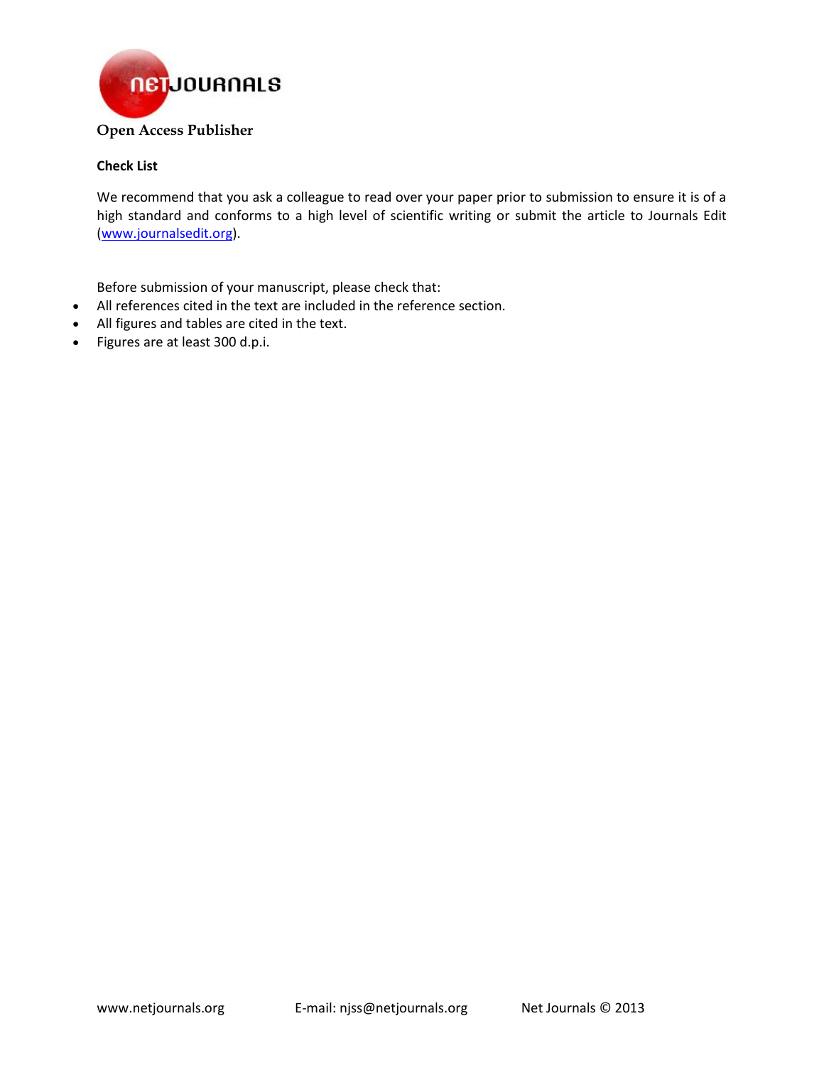NETJOURNALS

**Open Access Publisher**

**Check List**

We recommend that you ask a colleague to read over your paper prior to submission to ensure it is of a high standard and conforms to a high level of scientific writing or submit the article to Journals Edit (www.journalsedit.org).

Before submission of your manuscript, please check that:

- All references cited in the text are included in the reference section.
- All figures and tables are cited in the text.
- Figures are at least 300 d.p.i.

www.netjournals.org E-mail: njss@netjournals.org Net Journals © 2013